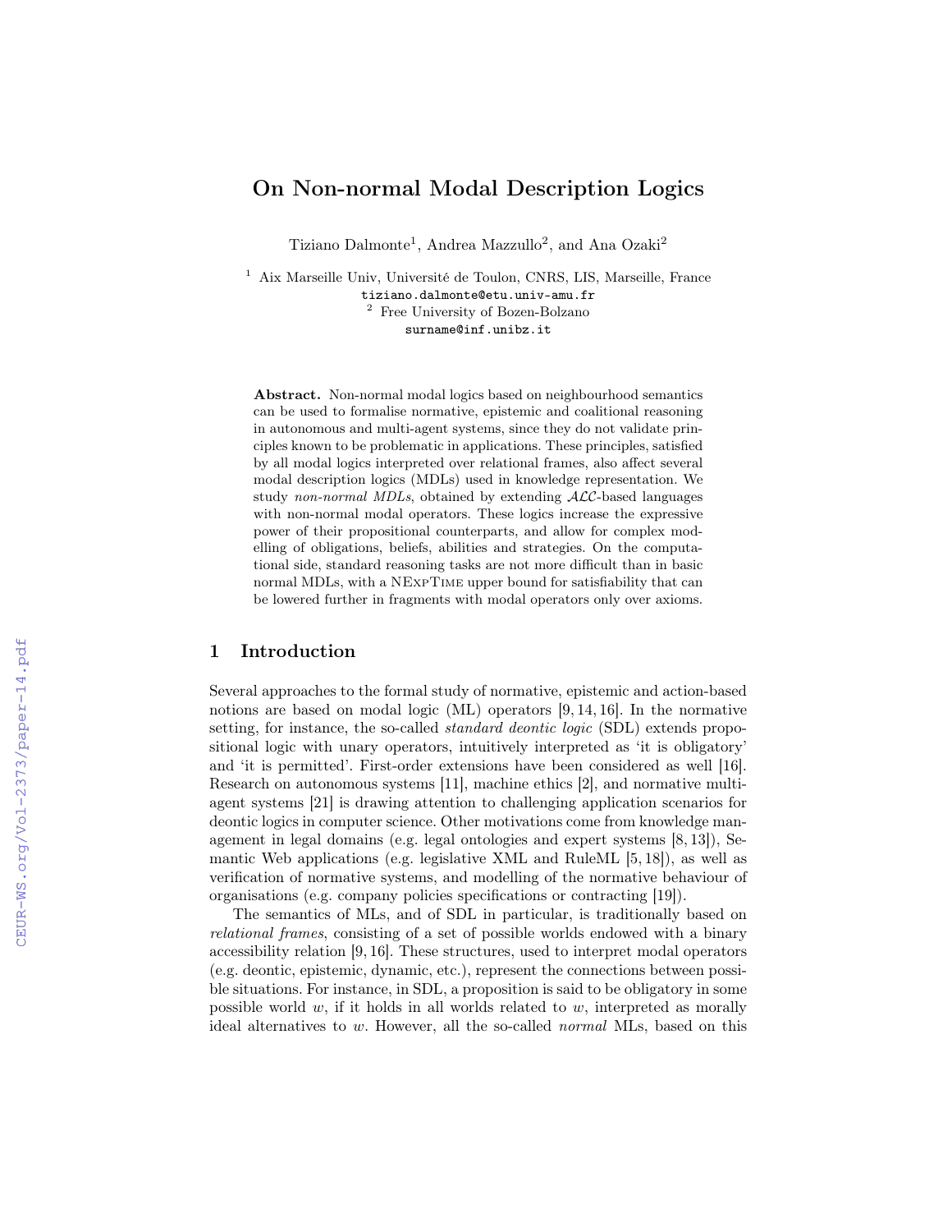# On Non-normal Modal Description Logics

Tiziano Dalmonte[1], Andrea Mazzullo[2], and Ana Ozaki[2]

[1] Aix Marseille Univ, Université de Toulon, CNRS, LIS, Marseille, France
tiziano.dalmonte@etu.univ-amu.fr
[2] Free University of Bozen-Bolzano
surname@inf.unibz.it

**Abstract.** Non-normal modal logics based on neighbourhood semantics can be used to formalise normative, epistemic and coalitional reasoning in autonomous and multi-agent systems, since they do not validate principles known to be problematic in applications. These principles, satisfied by all modal logics interpreted over relational frames, also affect several modal description logics (MDLs) used in knowledge representation. We study *non-normal MDLs*, obtained by extending $\mathcal{ALC}$-based languages with non-normal modal operators. These logics increase the expressive power of their propositional counterparts, and allow for complex modelling of obligations, beliefs, abilities and strategies. On the computational side, standard reasoning tasks are not more difficult than in basic normal MDLs, with a NExpTime upper bound for satisfiability that can be lowered further in fragments with modal operators only over axioms.

## 1 Introduction

Several approaches to the formal study of normative, epistemic and action-based notions are based on modal logic (ML) operators [9, 14, 16]. In the normative setting, for instance, the so-called *standard deontic logic* (SDL) extends propositional logic with unary operators, intuitively interpreted as 'it is obligatory' and 'it is permitted'. First-order extensions have been considered as well [16]. Research on autonomous systems [11], machine ethics [2], and normative multi-agent systems [21] is drawing attention to challenging application scenarios for deontic logics in computer science. Other motivations come from knowledge management in legal domains (e.g. legal ontologies and expert systems [8, 13]), Semantic Web applications (e.g. legislative XML and RuleML [5, 18]), as well as verification of normative systems, and modelling of the normative behaviour of organisations (e.g. company policies specifications or contracting [19]).

The semantics of MLs, and of SDL in particular, is traditionally based on *relational frames*, consisting of a set of possible worlds endowed with a binary accessibility relation [9, 16]. These structures, used to interpret modal operators (e.g. deontic, epistemic, dynamic, etc.), represent the connections between possible situations. For instance, in SDL, a proposition is said to be obligatory in some possible world $w$, if it holds in all worlds related to $w$, interpreted as morally ideal alternatives to $w$. However, all the so-called *normal* MLs, based on this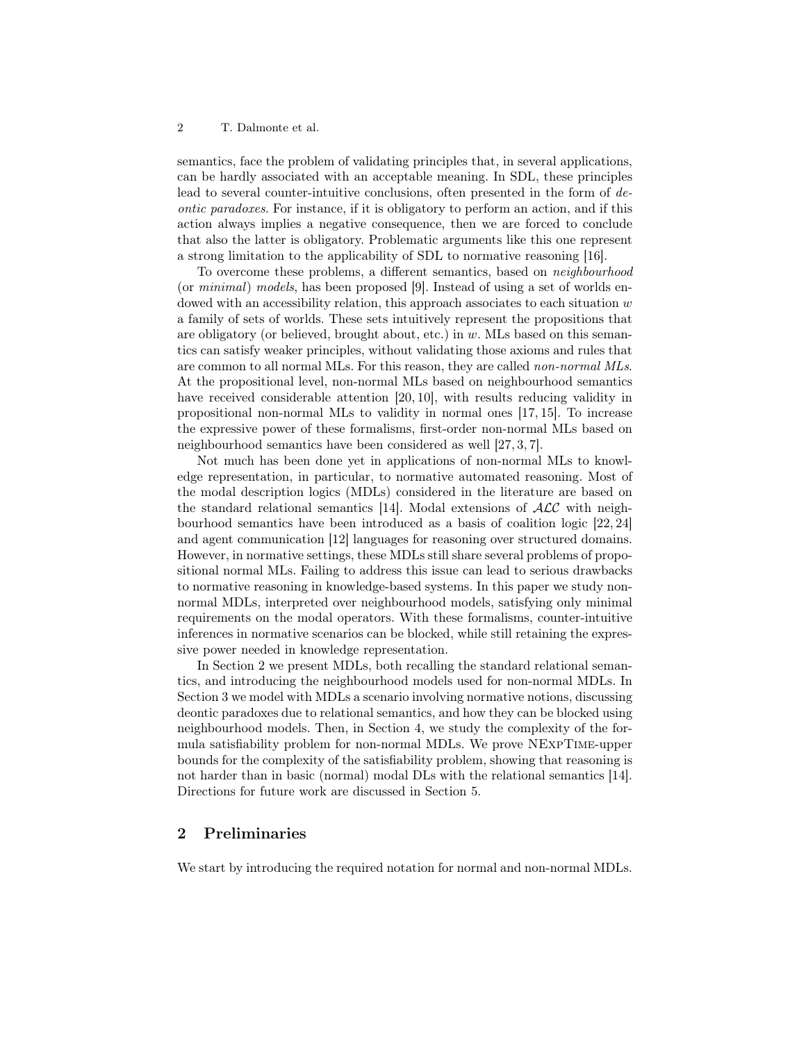semantics, face the problem of validating principles that, in several applications, can be hardly associated with an acceptable meaning. In SDL, these principles lead to several counter-intuitive conclusions, often presented in the form of *deontic paradoxes*. For instance, if it is obligatory to perform an action, and if this action always implies a negative consequence, then we are forced to conclude that also the latter is obligatory. Problematic arguments like this one represent a strong limitation to the applicability of SDL to normative reasoning [16].

To overcome these problems, a different semantics, based on *neighbourhood* (or *minimal*) *models*, has been proposed [9]. Instead of using a set of worlds endowed with an accessibility relation, this approach associates to each situation $w$ a family of sets of worlds. These sets intuitively represent the propositions that are obligatory (or believed, brought about, etc.) in $w$. MLs based on this semantics can satisfy weaker principles, without validating those axioms and rules that are common to all normal MLs. For this reason, they are called *non-normal MLs*. At the propositional level, non-normal MLs based on neighbourhood semantics have received considerable attention [20, 10], with results reducing validity in propositional non-normal MLs to validity in normal ones [17, 15]. To increase the expressive power of these formalisms, first-order non-normal MLs based on neighbourhood semantics have been considered as well [27, 3, 7].

Not much has been done yet in applications of non-normal MLs to knowledge representation, in particular, to normative automated reasoning. Most of the modal description logics (MDLs) considered in the literature are based on the standard relational semantics [14]. Modal extensions of $\mathcal{ALC}$ with neighbourhood semantics have been introduced as a basis of coalition logic [22, 24] and agent communication [12] languages for reasoning over structured domains. However, in normative settings, these MDLs still share several problems of propositional normal MLs. Failing to address this issue can lead to serious drawbacks to normative reasoning in knowledge-based systems. In this paper we study non-normal MDLs, interpreted over neighbourhood models, satisfying only minimal requirements on the modal operators. With these formalisms, counter-intuitive inferences in normative scenarios can be blocked, while still retaining the expressive power needed in knowledge representation.

In Section 2 we present MDLs, both recalling the standard relational semantics, and introducing the neighbourhood models used for non-normal MDLs. In Section 3 we model with MDLs a scenario involving normative notions, discussing deontic paradoxes due to relational semantics, and how they can be blocked using neighbourhood models. Then, in Section 4, we study the complexity of the formula satisfiability problem for non-normal MDLs. We prove NExpTime-upper bounds for the complexity of the satisfiability problem, showing that reasoning is not harder than in basic (normal) modal DLs with the relational semantics [14]. Directions for future work are discussed in Section 5.

## 2 Preliminaries

We start by introducing the required notation for normal and non-normal MDLs.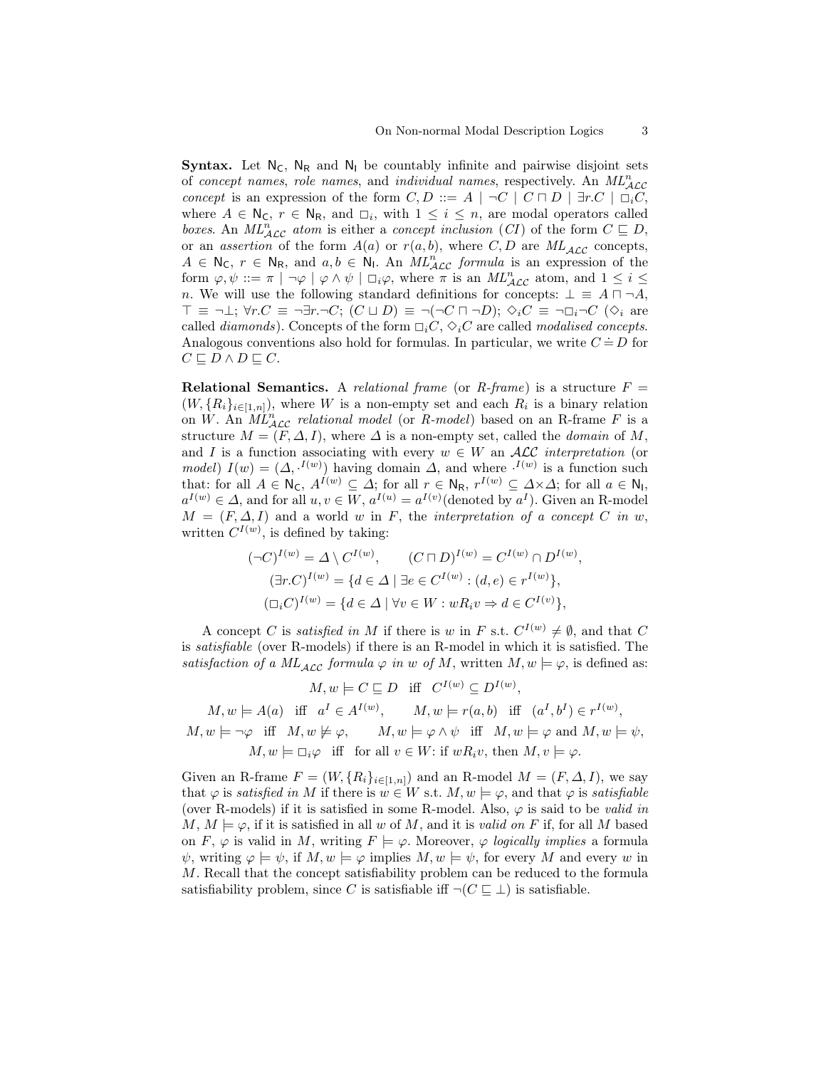**Syntax.** Let $\mathsf{N_C}$, $\mathsf{N_R}$ and $\mathsf{N_I}$ be countably infinite and pairwise disjoint sets of *concept names*, *role names*, and *individual names*, respectively. An $ML^n_{\mathcal{ALC}}$ *concept* is an expression of the form $C, D ::= A \mid \neg C \mid C \sqcap D \mid \exists r.C \mid \Box_i C$, where $A \in \mathsf{N_C}$, $r \in \mathsf{N_R}$, and $\Box_i$, with $1 \leq i \leq n$, are modal operators called *boxes*. An $ML^n_{\mathcal{ALC}}$ *atom* is either a *concept inclusion* (*CI*) of the form $C \sqsubseteq D$, or an *assertion* of the form $A(a)$ or $r(a, b)$, where $C, D$ are $ML_{\mathcal{ALC}}$ concepts, $A \in \mathsf{N_C}$, $r \in \mathsf{N_R}$, and $a, b \in \mathsf{N_I}$. An $ML^n_{\mathcal{ALC}}$ *formula* is an expression of the form $\varphi, \psi ::= \pi \mid \neg\varphi \mid \varphi \wedge \psi \mid \Box_i \varphi$, where $\pi$ is an $ML^n_{\mathcal{ALC}}$ atom, and $1 \leq i \leq n$. We will use the following standard definitions for concepts: $\bot \equiv A \sqcap \neg A$, $\top \equiv \neg\bot$; $\forall r.C \equiv \neg\exists r.\neg C$; $(C \sqcup D) \equiv \neg(\neg C \sqcap \neg D)$; $\Diamond_i C \equiv \neg\Box_i\neg C$ ($\Diamond_i$ are called *diamonds*). Concepts of the form $\Box_i C$, $\Diamond_i C$ are called *modalised concepts*. Analogous conventions also hold for formulas. In particular, we write $C \doteq D$ for $C \sqsubseteq D \wedge D \sqsubseteq C$.

**Relational Semantics.** A *relational frame* (or *R-frame*) is a structure $F = (W, \{R_i\}_{i \in [1,n]})$, where $W$ is a non-empty set and each $R_i$ is a binary relation on $W$. An $ML^n_{\mathcal{ALC}}$ *relational model* (or *R-model*) based on an R-frame $F$ is a structure $M = (F, \Delta, I)$, where $\Delta$ is a non-empty set, called the *domain* of $M$, and $I$ is a function associating with every $w \in W$ an $\mathcal{ALC}$ *interpretation* (or *model*) $I(w) = (\Delta, \cdot^{I(w)})$ having domain $\Delta$, and where $\cdot^{I(w)}$ is a function such that: for all $A \in \mathsf{N_C}$, $A^{I(w)} \subseteq \Delta$; for all $r \in \mathsf{N_R}$, $r^{I(w)} \subseteq \Delta \times \Delta$; for all $a \in \mathsf{N_I}$, $a^{I(w)} \in \Delta$, and for all $u, v \in W$, $a^{I(u)} = a^{I(v)}$(denoted by $a^I$). Given an R-model $M = (F, \Delta, I)$ and a world $w$ in $F$, the *interpretation of a concept $C$ in $w$*, written $C^{I(w)}$, is defined by taking:

$$(\neg C)^{I(w)} = \Delta \setminus C^{I(w)}, \qquad (C \sqcap D)^{I(w)} = C^{I(w)} \cap D^{I(w)},$$

$$(\exists r.C)^{I(w)} = \{d \in \Delta \mid \exists e \in C^{I(w)} : (d, e) \in r^{I(w)}\},$$

$$(\Box_i C)^{I(w)} = \{d \in \Delta \mid \forall v \in W : wR_i v \Rightarrow d \in C^{I(v)}\},$$

A concept $C$ is *satisfied in* $M$ if there is $w$ in $F$ s.t. $C^{I(w)} \neq \emptyset$, and that $C$ is *satisfiable* (over R-models) if there is an R-model in which it is satisfied. The *satisfaction of a $ML_{\mathcal{ALC}}$ formula $\varphi$ in $w$ of $M$*, written $M, w \models \varphi$, is defined as:

$$M, w \models C \sqsubseteq D \quad \text{iff} \quad C^{I(w)} \subseteq D^{I(w)},$$

$$M, w \models A(a) \quad \text{iff} \quad a^I \in A^{I(w)}, \qquad M, w \models r(a, b) \quad \text{iff} \quad (a^I, b^I) \in r^{I(w)},$$

$$M, w \models \neg\varphi \quad \text{iff} \quad M, w \not\models \varphi, \qquad M, w \models \varphi \wedge \psi \quad \text{iff} \quad M, w \models \varphi \text{ and } M, w \models \psi,$$

$$M, w \models \Box_i \varphi \quad \text{iff} \quad \text{for all } v \in W\text{: if } wR_i v, \text{ then } M, v \models \varphi.$$

Given an R-frame $F = (W, \{R_i\}_{i \in [1,n]})$ and an R-model $M = (F, \Delta, I)$, we say that $\varphi$ is *satisfied in* $M$ if there is $w \in W$ s.t. $M, w \models \varphi$, and that $\varphi$ is *satisfiable* (over R-models) if it is satisfied in some R-model. Also, $\varphi$ is said to be *valid in* $M$, $M \models \varphi$, if it is satisfied in all $w$ of $M$, and it is *valid on* $F$ if, for all $M$ based on $F$, $\varphi$ is valid in $M$, writing $F \models \varphi$. Moreover, $\varphi$ *logically implies* a formula $\psi$, writing $\varphi \models \psi$, if $M, w \models \varphi$ implies $M, w \models \psi$, for every $M$ and every $w$ in $M$. Recall that the concept satisfiability problem can be reduced to the formula satisfiability problem, since $C$ is satisfiable iff $\neg(C \sqsubseteq \bot)$ is satisfiable.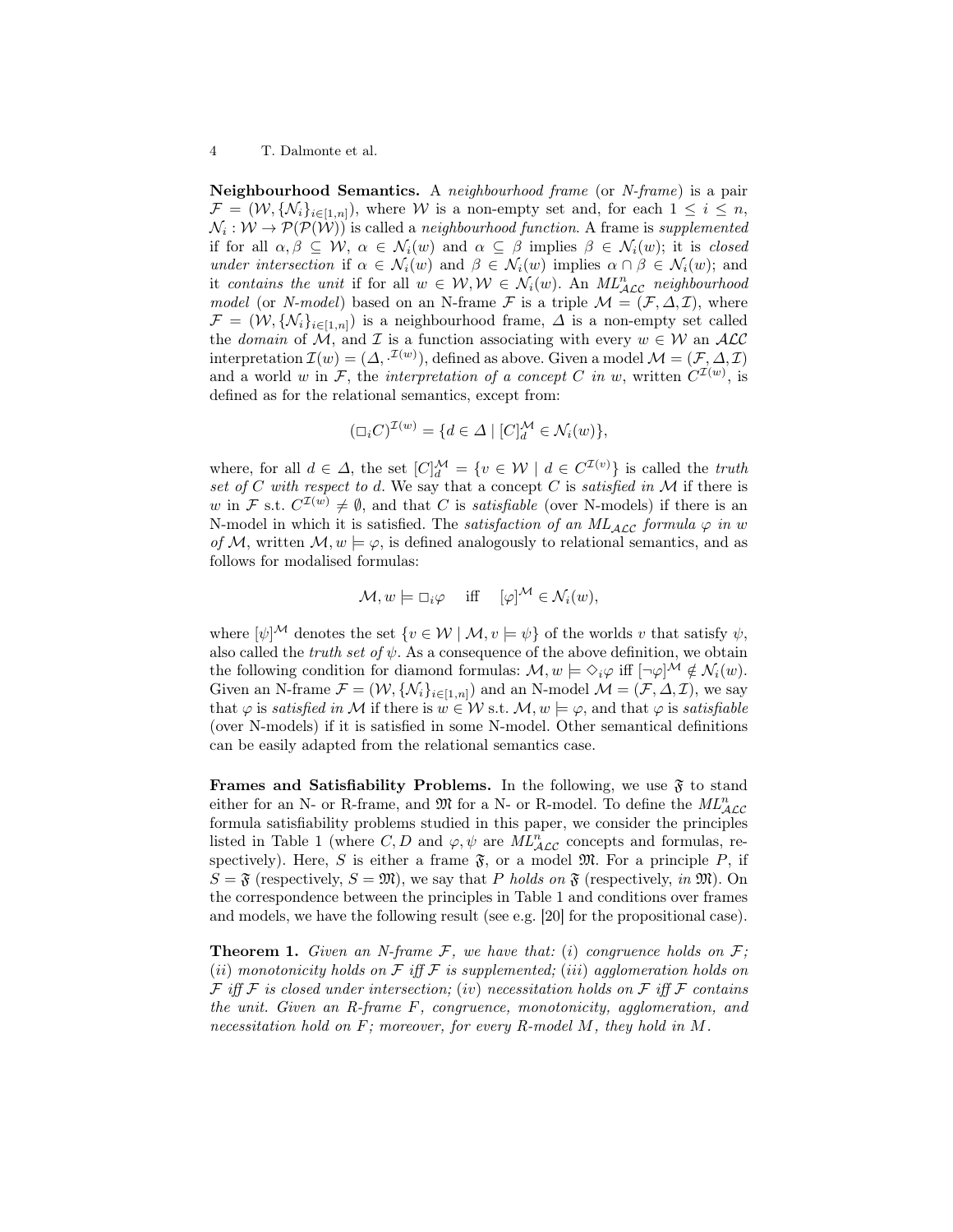**Neighbourhood Semantics.** A *neighbourhood frame* (or *N-frame*) is a pair $\mathcal{F} = (\mathcal{W}, \{\mathcal{N}_i\}_{i \in [1,n]})$, where $\mathcal{W}$ is a non-empty set and, for each $1 \leq i \leq n$, $\mathcal{N}_i : \mathcal{W} \to \mathcal{P}(\mathcal{P}(\mathcal{W}))$ is called a *neighbourhood function*. A frame is *supplemented* if for all $\alpha, \beta \subseteq \mathcal{W}$, $\alpha \in \mathcal{N}_i(w)$ and $\alpha \subseteq \beta$ implies $\beta \in \mathcal{N}_i(w)$; it is *closed under intersection* if $\alpha \in \mathcal{N}_i(w)$ and $\beta \in \mathcal{N}_i(w)$ implies $\alpha \cap \beta \in \mathcal{N}_i(w)$; and it *contains the unit* if for all $w \in \mathcal{W}, \mathcal{W} \in \mathcal{N}_i(w)$. An $ML^n_{\mathcal{ALC}}$ *neighbourhood model* (or *N-model*) based on an N-frame $\mathcal{F}$ is a triple $\mathcal{M} = (\mathcal{F}, \Delta, \mathcal{I})$, where $\mathcal{F} = (\mathcal{W}, \{\mathcal{N}_i\}_{i \in [1,n]})$ is a neighbourhood frame, $\Delta$ is a non-empty set called the *domain* of $\mathcal{M}$, and $\mathcal{I}$ is a function associating with every $w \in \mathcal{W}$ an $\mathcal{ALC}$ interpretation $\mathcal{I}(w) = (\Delta, \cdot^{\mathcal{I}(w)})$, defined as above. Given a model $\mathcal{M} = (\mathcal{F}, \Delta, \mathcal{I})$ and a world $w$ in $\mathcal{F}$, the *interpretation of a concept $C$ in $w$*, written $C^{\mathcal{I}(w)}$, is defined as for the relational semantics, except from:

$$(\Box_i C)^{\mathcal{I}(w)} = \{d \in \Delta \mid [C]^{\mathcal{M}}_d \in \mathcal{N}_i(w)\},$$

where, for all $d \in \Delta$, the set $[C]^{\mathcal{M}}_d = \{v \in \mathcal{W} \mid d \in C^{\mathcal{I}(v)}\}$ is called the *truth set of $C$ with respect to $d$*. We say that a concept $C$ is *satisfied in* $\mathcal{M}$ if there is $w$ in $\mathcal{F}$ s.t. $C^{\mathcal{I}(w)} \neq \emptyset$, and that $C$ is *satisfiable* (over N-models) if there is an N-model in which it is satisfied. The *satisfaction of an $ML_{\mathcal{ALC}}$ formula $\varphi$ in $w$ of $\mathcal{M}$*, written $\mathcal{M}, w \models \varphi$, is defined analogously to relational semantics, and as follows for modalised formulas:

$$\mathcal{M}, w \models \Box_i \varphi \quad \text{iff} \quad [\varphi]^{\mathcal{M}} \in \mathcal{N}_i(w),$$

where $[\psi]^{\mathcal{M}}$ denotes the set $\{v \in \mathcal{W} \mid \mathcal{M}, v \models \psi\}$ of the worlds $v$ that satisfy $\psi$, also called the *truth set of* $\psi$. As a consequence of the above definition, we obtain the following condition for diamond formulas: $\mathcal{M}, w \models \Diamond_i \varphi$ iff $[\neg\varphi]^{\mathcal{M}} \notin \mathcal{N}_i(w)$. Given an N-frame $\mathcal{F} = (\mathcal{W}, \{\mathcal{N}_i\}_{i \in [1,n]})$ and an N-model $\mathcal{M} = (\mathcal{F}, \Delta, \mathcal{I})$, we say that $\varphi$ is *satisfied in* $\mathcal{M}$ if there is $w \in \mathcal{W}$ s.t. $\mathcal{M}, w \models \varphi$, and that $\varphi$ is *satisfiable* (over N-models) if it is satisfied in some N-model. Other semantical definitions can be easily adapted from the relational semantics case.

**Frames and Satisfiability Problems.** In the following, we use $\mathfrak{F}$ to stand either for an N- or R-frame, and $\mathfrak{M}$ for a N- or R-model. To define the $ML^n_{\mathcal{ALC}}$ formula satisfiability problems studied in this paper, we consider the principles listed in Table 1 (where $C, D$ and $\varphi, \psi$ are $ML^n_{\mathcal{ALC}}$ concepts and formulas, respectively). Here, $S$ is either a frame $\mathfrak{F}$, or a model $\mathfrak{M}$. For a principle $P$, if $S = \mathfrak{F}$ (respectively, $S = \mathfrak{M}$), we say that $P$ *holds on* $\mathfrak{F}$ (respectively, *in* $\mathfrak{M}$). On the correspondence between the principles in Table 1 and conditions over frames and models, we have the following result (see e.g. [20] for the propositional case).

**Theorem 1.** *Given an N-frame $\mathcal{F}$, we have that:* ($i$) *congruence holds on $\mathcal{F}$;* ($ii$) *monotonicity holds on $\mathcal{F}$ iff $\mathcal{F}$ is supplemented;* ($iii$) *agglomeration holds on $\mathcal{F}$ iff $\mathcal{F}$ is closed under intersection;* ($iv$) *necessitation holds on $\mathcal{F}$ iff $\mathcal{F}$ contains the unit. Given an R-frame $F$, congruence, monotonicity, agglomeration, and necessitation hold on $F$; moreover, for every R-model $M$, they hold in $M$.*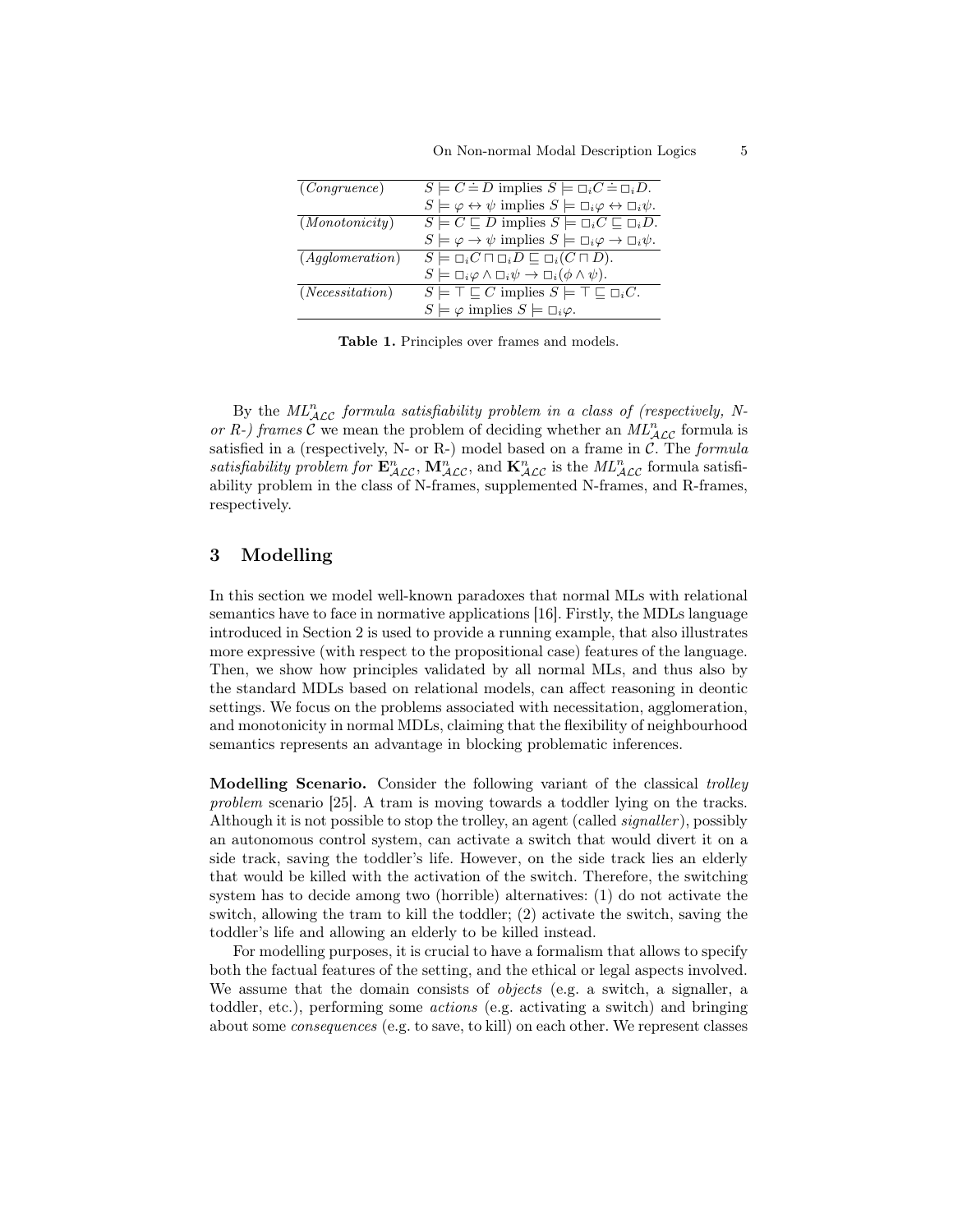| | |
|---|---|
| (*Congruence*) | $S \models C \doteq D$ implies $S \models \Box_i C \doteq \Box_i D$. |
| | $S \models \varphi \leftrightarrow \psi$ implies $S \models \Box_i \varphi \leftrightarrow \Box_i \psi$. |
| (*Monotonicity*) | $S \models C \sqsubseteq D$ implies $S \models \Box_i C \sqsubseteq \Box_i D$. |
| | $S \models \varphi \rightarrow \psi$ implies $S \models \Box_i \varphi \rightarrow \Box_i \psi$. |
| (*Agglomeration*) | $S \models \Box_i C \sqcap \Box_i D \sqsubseteq \Box_i (C \sqcap D)$. |
| | $S \models \Box_i \varphi \land \Box_i \psi \rightarrow \Box_i (\phi \land \psi)$. |
| (*Necessitation*) | $S \models \top \sqsubseteq C$ implies $S \models \top \sqsubseteq \Box_i C$. |
| | $S \models \varphi$ implies $S \models \Box_i \varphi$. |

**Table 1.** Principles over frames and models.

By the *$ML^n_{\mathcal{ALC}}$ formula satisfiability problem in a class of (respectively, N- or R-) frames $\mathcal{C}$* we mean the problem of deciding whether an $ML^n_{\mathcal{ALC}}$ formula is satisfied in a (respectively, N- or R-) model based on a frame in $\mathcal{C}$. The *formula satisfiability problem for* $\mathbf{E}^n_{\mathcal{ALC}}$, $\mathbf{M}^n_{\mathcal{ALC}}$, and $\mathbf{K}^n_{\mathcal{ALC}}$ is the $ML^n_{\mathcal{ALC}}$ formula satisfiability problem in the class of N-frames, supplemented N-frames, and R-frames, respectively.

## 3 Modelling

In this section we model well-known paradoxes that normal MLs with relational semantics have to face in normative applications [16]. Firstly, the MDLs language introduced in Section 2 is used to provide a running example, that also illustrates more expressive (with respect to the propositional case) features of the language. Then, we show how principles validated by all normal MLs, and thus also by the standard MDLs based on relational models, can affect reasoning in deontic settings. We focus on the problems associated with necessitation, agglomeration, and monotonicity in normal MDLs, claiming that the flexibility of neighbourhood semantics represents an advantage in blocking problematic inferences.

**Modelling Scenario.** Consider the following variant of the classical *trolley problem* scenario [25]. A tram is moving towards a toddler lying on the tracks. Although it is not possible to stop the trolley, an agent (called *signaller*), possibly an autonomous control system, can activate a switch that would divert it on a side track, saving the toddler's life. However, on the side track lies an elderly that would be killed with the activation of the switch. Therefore, the switching system has to decide among two (horrible) alternatives: (1) do not activate the switch, allowing the tram to kill the toddler; (2) activate the switch, saving the toddler's life and allowing an elderly to be killed instead.

For modelling purposes, it is crucial to have a formalism that allows to specify both the factual features of the setting, and the ethical or legal aspects involved. We assume that the domain consists of *objects* (e.g. a switch, a signaller, a toddler, etc.), performing some *actions* (e.g. activating a switch) and bringing about some *consequences* (e.g. to save, to kill) on each other. We represent classes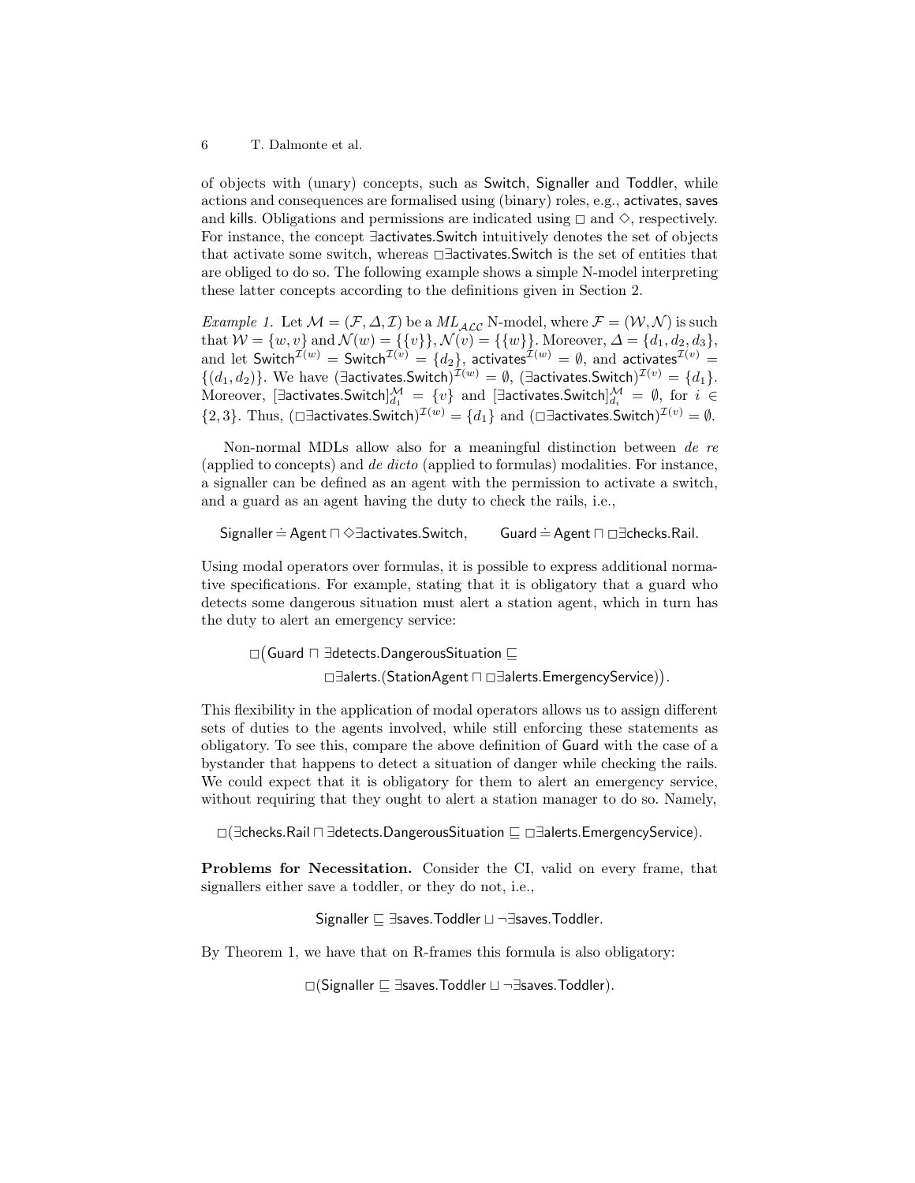of objects with (unary) concepts, such as Switch, Signaller and Toddler, while actions and consequences are formalised using (binary) roles, e.g., activates, saves and kills. Obligations and permissions are indicated using $\Box$ and $\Diamond$, respectively. For instance, the concept $\exists\mathsf{activates.Switch}$ intuitively denotes the set of objects that activate some switch, whereas $\Box\exists\mathsf{activates.Switch}$ is the set of entities that are obliged to do so. The following example shows a simple N-model interpreting these latter concepts according to the definitions given in Section 2.

*Example 1.* Let $\mathcal{M} = (\mathcal{F}, \Delta, \mathcal{I})$ be a $ML_{\mathcal{ALC}}$ N-model, where $\mathcal{F} = (\mathcal{W}, \mathcal{N})$ is such that $\mathcal{W} = \{w, v\}$ and $\mathcal{N}(w) = \{\{v\}\}, \mathcal{N}(v) = \{\{w\}\}$. Moreover, $\Delta = \{d_1, d_2, d_3\}$, and let $\mathsf{Switch}^{\mathcal{I}(w)} = \mathsf{Switch}^{\mathcal{I}(v)} = \{d_2\}$, $\mathsf{activates}^{\mathcal{I}(w)} = \emptyset$, and $\mathsf{activates}^{\mathcal{I}(v)} = \{(d_1, d_2)\}$. We have $(\exists\mathsf{activates.Switch})^{\mathcal{I}(w)} = \emptyset$, $(\exists\mathsf{activates.Switch})^{\mathcal{I}(v)} = \{d_1\}$. Moreover, $[\exists\mathsf{activates.Switch}]^{\mathcal{M}}_{d_1} = \{v\}$ and $[\exists\mathsf{activates.Switch}]^{\mathcal{M}}_{d_i} = \emptyset$, for $i \in \{2, 3\}$. Thus, $(\Box\exists\mathsf{activates.Switch})^{\mathcal{I}(w)} = \{d_1\}$ and $(\Box\exists\mathsf{activates.Switch})^{\mathcal{I}(v)} = \emptyset$.

Non-normal MDLs allow also for a meaningful distinction between *de re* (applied to concepts) and *de dicto* (applied to formulas) modalities. For instance, a signaller can be defined as an agent with the permission to activate a switch, and a guard as an agent having the duty to check the rails, i.e.,

$$\mathsf{Signaller} \doteq \mathsf{Agent} \sqcap \Diamond\exists\mathsf{activates.Switch}, \qquad \mathsf{Guard} \doteq \mathsf{Agent} \sqcap \Box\exists\mathsf{checks.Rail}.$$

Using modal operators over formulas, it is possible to express additional normative specifications. For example, stating that it is obligatory that a guard who detects some dangerous situation must alert a station agent, which in turn has the duty to alert an emergency service:

$$\Box\big(\mathsf{Guard} \sqcap \exists\mathsf{detects.DangerousSituation} \sqsubseteq \Box\exists\mathsf{alerts.}(\mathsf{StationAgent} \sqcap \Box\exists\mathsf{alerts.EmergencyService})\big).$$

This flexibility in the application of modal operators allows us to assign different sets of duties to the agents involved, while still enforcing these statements as obligatory. To see this, compare the above definition of Guard with the case of a bystander that happens to detect a situation of danger while checking the rails. We could expect that it is obligatory for them to alert an emergency service, without requiring that they ought to alert a station manager to do so. Namely,

$$\Box(\exists\mathsf{checks.Rail} \sqcap \exists\mathsf{detects.DangerousSituation} \sqsubseteq \Box\exists\mathsf{alerts.EmergencyService}).$$

**Problems for Necessitation.** Consider the CI, valid on every frame, that signallers either save a toddler, or they do not, i.e.,

$$\mathsf{Signaller} \sqsubseteq \exists\mathsf{saves.Toddler} \sqcup \neg\exists\mathsf{saves.Toddler}.$$

By Theorem 1, we have that on R-frames this formula is also obligatory:

$$\Box(\mathsf{Signaller} \sqsubseteq \exists\mathsf{saves.Toddler} \sqcup \neg\exists\mathsf{saves.Toddler}).$$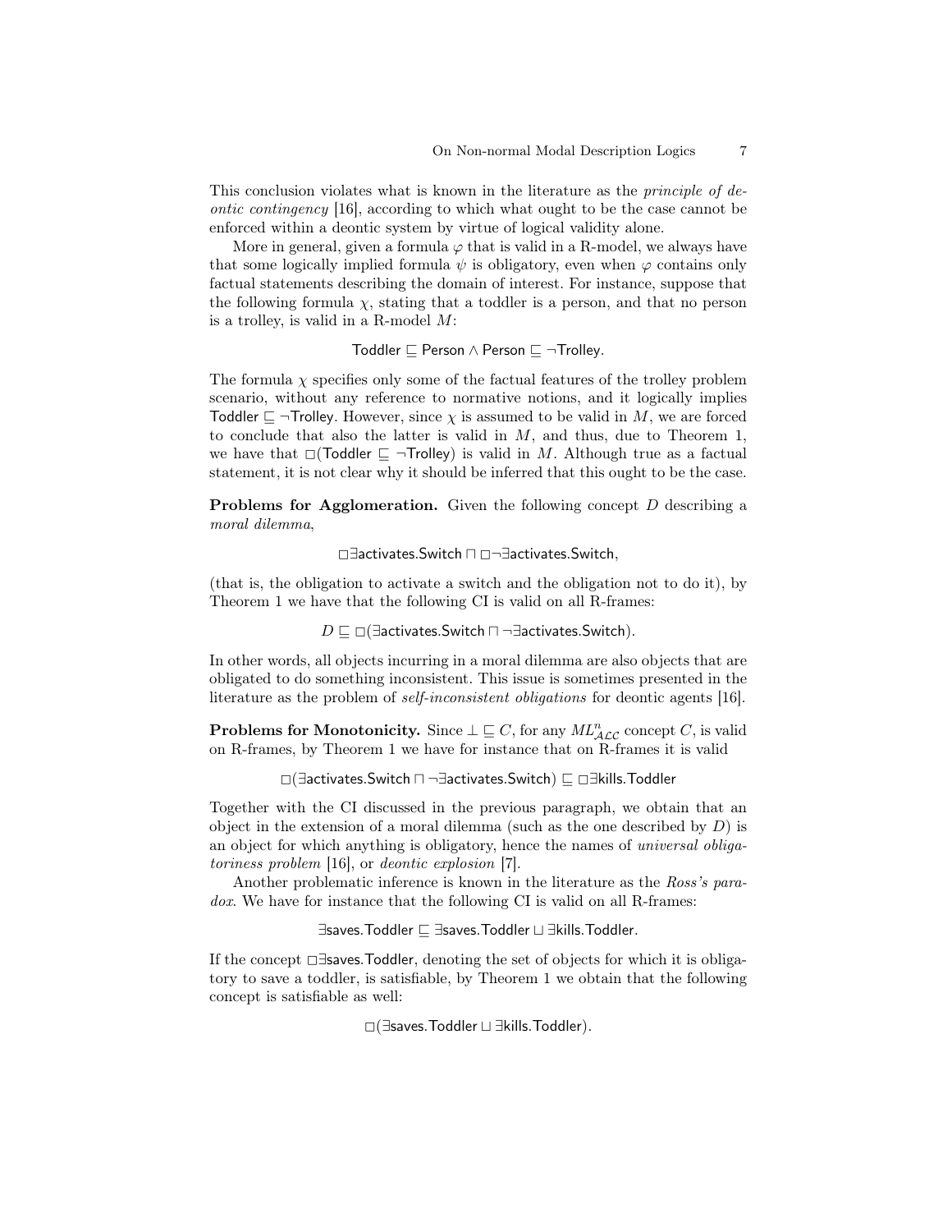This conclusion violates what is known in the literature as the *principle of deontic contingency* [16], according to which what ought to be the case cannot be enforced within a deontic system by virtue of logical validity alone.

More in general, given a formula $\varphi$ that is valid in a R-model, we always have that some logically implied formula $\psi$ is obligatory, even when $\varphi$ contains only factual statements describing the domain of interest. For instance, suppose that the following formula $\chi$, stating that a toddler is a person, and that no person is a trolley, is valid in a R-model $M$:

$$\mathsf{Toddler} \sqsubseteq \mathsf{Person} \wedge \mathsf{Person} \sqsubseteq \neg\mathsf{Trolley}.$$

The formula $\chi$ specifies only some of the factual features of the trolley problem scenario, without any reference to normative notions, and it logically implies $\mathsf{Toddler} \sqsubseteq \neg\mathsf{Trolley}$. However, since $\chi$ is assumed to be valid in $M$, we are forced to conclude that also the latter is valid in $M$, and thus, due to Theorem 1, we have that $\Box(\mathsf{Toddler} \sqsubseteq \neg\mathsf{Trolley})$ is valid in $M$. Although true as a factual statement, it is not clear why it should be inferred that this ought to be the case.

**Problems for Agglomeration.** Given the following concept $D$ describing a *moral dilemma*,

$$\Box\exists\mathsf{activates}.\mathsf{Switch} \sqcap \Box\neg\exists\mathsf{activates}.\mathsf{Switch},$$

(that is, the obligation to activate a switch and the obligation not to do it), by Theorem 1 we have that the following CI is valid on all R-frames:

$$D \sqsubseteq \Box(\exists\mathsf{activates}.\mathsf{Switch} \sqcap \neg\exists\mathsf{activates}.\mathsf{Switch}).$$

In other words, all objects incurring in a moral dilemma are also objects that are obligated to do something inconsistent. This issue is sometimes presented in the literature as the problem of *self-inconsistent obligations* for deontic agents [16].

**Problems for Monotonicity.** Since $\bot \sqsubseteq C$, for any $ML^n_{\mathcal{ALC}}$ concept $C$, is valid on R-frames, by Theorem 1 we have for instance that on R-frames it is valid

$$\Box(\exists\mathsf{activates}.\mathsf{Switch} \sqcap \neg\exists\mathsf{activates}.\mathsf{Switch}) \sqsubseteq \Box\exists\mathsf{kills}.\mathsf{Toddler}$$

Together with the CI discussed in the previous paragraph, we obtain that an object in the extension of a moral dilemma (such as the one described by $D$) is an object for which anything is obligatory, hence the names of *universal obligatoriness problem* [16], or *deontic explosion* [7].

Another problematic inference is known in the literature as the *Ross's paradox*. We have for instance that the following CI is valid on all R-frames:

$$\exists\mathsf{saves}.\mathsf{Toddler} \sqsubseteq \exists\mathsf{saves}.\mathsf{Toddler} \sqcup \exists\mathsf{kills}.\mathsf{Toddler}.$$

If the concept $\Box\exists\mathsf{saves}.\mathsf{Toddler}$, denoting the set of objects for which it is obligatory to save a toddler, is satisfiable, by Theorem 1 we obtain that the following concept is satisfiable as well:

$$\Box(\exists\mathsf{saves}.\mathsf{Toddler} \sqcup \exists\mathsf{kills}.\mathsf{Toddler}).$$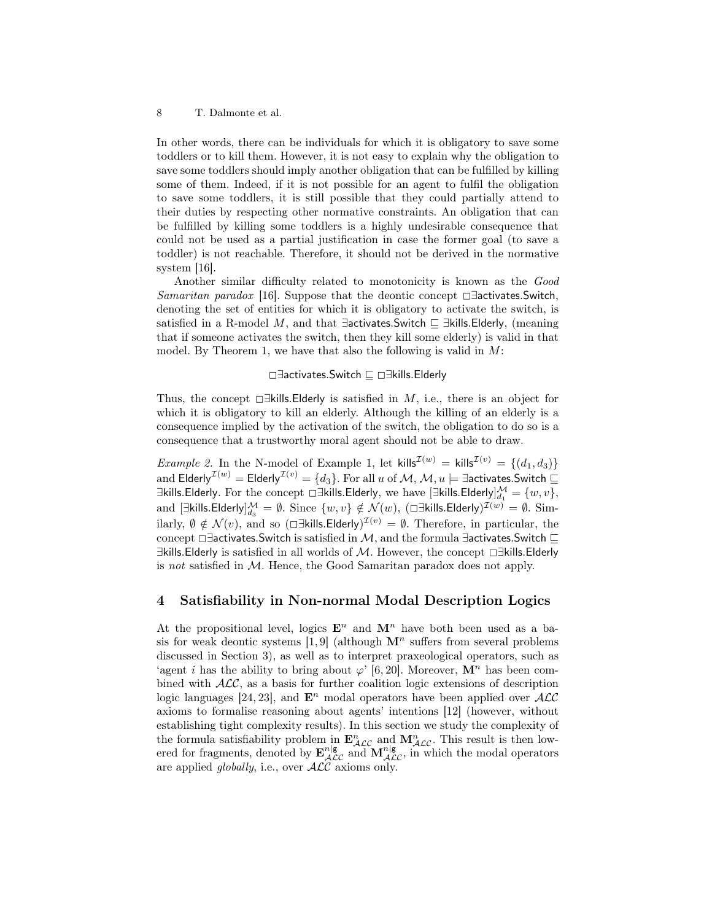In other words, there can be individuals for which it is obligatory to save some toddlers or to kill them. However, it is not easy to explain why the obligation to save some toddlers should imply another obligation that can be fulfilled by killing some of them. Indeed, if it is not possible for an agent to fulfil the obligation to save some toddlers, it is still possible that they could partially attend to their duties by respecting other normative constraints. An obligation that can be fulfilled by killing some toddlers is a highly undesirable consequence that could not be used as a partial justification in case the former goal (to save a toddler) is not reachable. Therefore, it should not be derived in the normative system [16].

Another similar difficulty related to monotonicity is known as the *Good Samaritan paradox* [16]. Suppose that the deontic concept $\Box\exists\mathsf{activates}.\mathsf{Switch}$, denoting the set of entities for which it is obligatory to activate the switch, is satisfied in a R-model $M$, and that $\exists\mathsf{activates}.\mathsf{Switch} \sqsubseteq \exists\mathsf{kills}.\mathsf{Elderly}$, (meaning that if someone activates the switch, then they kill some elderly) is valid in that model. By Theorem 1, we have that also the following is valid in $M$:

$$\Box\exists\mathsf{activates}.\mathsf{Switch} \sqsubseteq \Box\exists\mathsf{kills}.\mathsf{Elderly}$$

Thus, the concept $\Box\exists\mathsf{kills}.\mathsf{Elderly}$ is satisfied in $M$, i.e., there is an object for which it is obligatory to kill an elderly. Although the killing of an elderly is a consequence implied by the activation of the switch, the obligation to do so is a consequence that a trustworthy moral agent should not be able to draw.

*Example 2.* In the N-model of Example 1, let $\mathsf{kills}^{\mathcal{I}(w)} = \mathsf{kills}^{\mathcal{I}(v)} = \{(d_1, d_3)\}$ and $\mathsf{Elderly}^{\mathcal{I}(w)} = \mathsf{Elderly}^{\mathcal{I}(v)} = \{d_3\}$. For all $u$ of $\mathcal{M}$, $\mathcal{M}, u \models \exists\mathsf{activates}.\mathsf{Switch} \sqsubseteq \exists\mathsf{kills}.\mathsf{Elderly}$. For the concept $\Box\exists\mathsf{kills}.\mathsf{Elderly}$, we have $[\exists\mathsf{kills}.\mathsf{Elderly}]^{\mathcal{M}}_{d_1} = \{w, v\}$, and $[\exists\mathsf{kills}.\mathsf{Elderly}]^{\mathcal{M}}_{d_3} = \emptyset$. Since $\{w, v\} \notin \mathcal{N}(w)$, $(\Box\exists\mathsf{kills}.\mathsf{Elderly})^{\mathcal{I}(w)} = \emptyset$. Similarly, $\emptyset \notin \mathcal{N}(v)$, and so $(\Box\exists\mathsf{kills}.\mathsf{Elderly})^{\mathcal{I}(v)} = \emptyset$. Therefore, in particular, the concept $\Box\exists\mathsf{activates}.\mathsf{Switch}$ is satisfied in $\mathcal{M}$, and the formula $\exists\mathsf{activates}.\mathsf{Switch} \sqsubseteq \exists\mathsf{kills}.\mathsf{Elderly}$ is satisfied in all worlds of $\mathcal{M}$. However, the concept $\Box\exists\mathsf{kills}.\mathsf{Elderly}$ is *not* satisfied in $\mathcal{M}$. Hence, the Good Samaritan paradox does not apply.

## 4 Satisfiability in Non-normal Modal Description Logics

At the propositional level, logics $\mathbf{E}^n$ and $\mathbf{M}^n$ have both been used as a basis for weak deontic systems [1, 9] (although $\mathbf{M}^n$ suffers from several problems discussed in Section 3), as well as to interpret praxeological operators, such as 'agent $i$ has the ability to bring about $\varphi$' [6, 20]. Moreover, $\mathbf{M}^n$ has been combined with $\mathcal{ALC}$, as a basis for further coalition logic extensions of description logic languages [24, 23], and $\mathbf{E}^n$ modal operators have been applied over $\mathcal{ALC}$ axioms to formalise reasoning about agents' intentions [12] (however, without establishing tight complexity results). In this section we study the complexity of the formula satisfiability problem in $\mathbf{E}^n_{\mathcal{ALC}}$ and $\mathbf{M}^n_{\mathcal{ALC}}$. This result is then lowered for fragments, denoted by $\mathbf{E}^{n|\mathsf{g}}_{\mathcal{ALC}}$ and $\mathbf{M}^{n|\mathsf{g}}_{\mathcal{ALC}}$, in which the modal operators are applied *globally*, i.e., over $\mathcal{ALC}$ axioms only.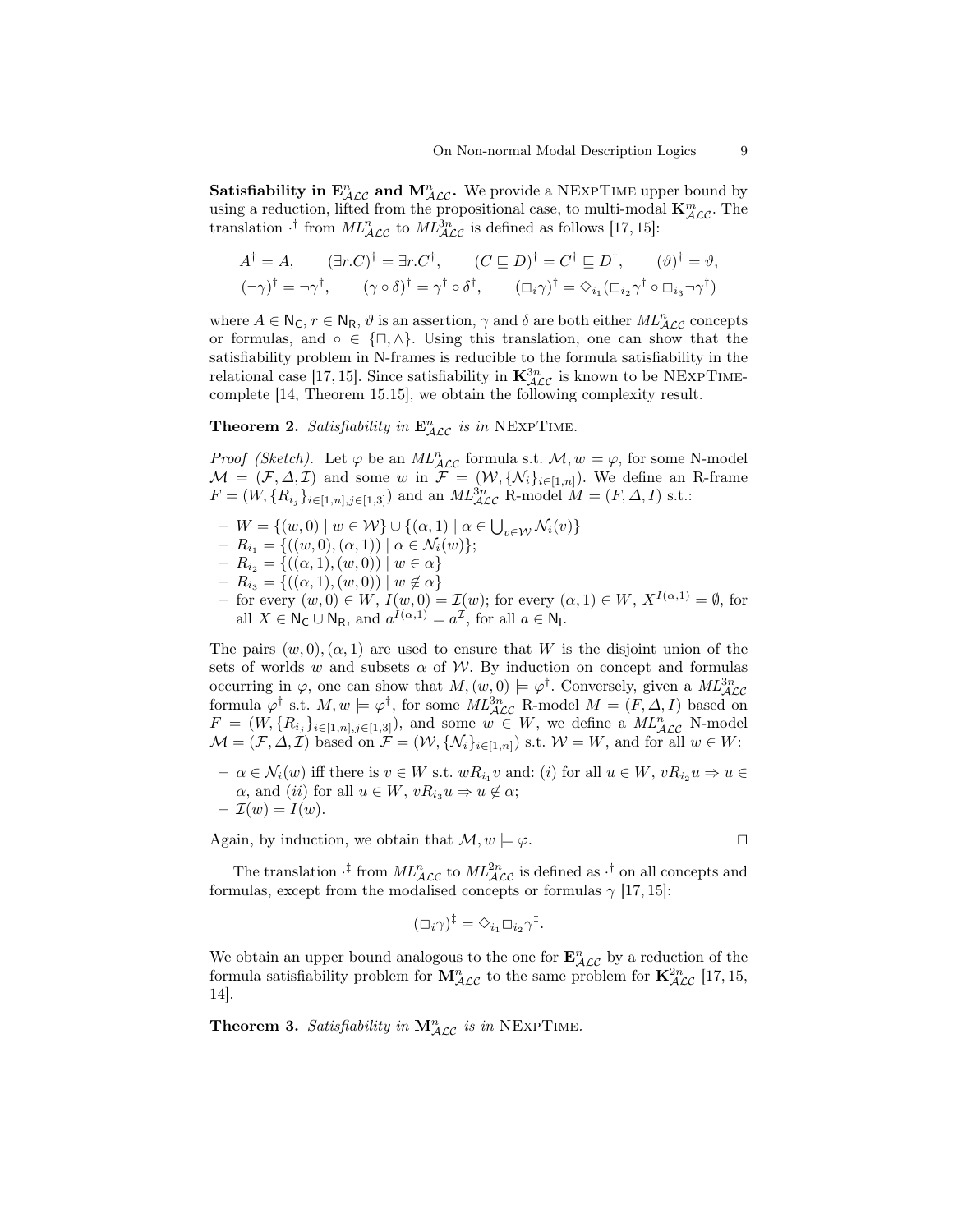**Satisfiability in $\mathbf{E}^n_{\mathcal{ALC}}$ and $\mathbf{M}^n_{\mathcal{ALC}}$.** We provide a NExpTime upper bound by using a reduction, lifted from the propositional case, to multi-modal $\mathbf{K}^m_{\mathcal{ALC}}$. The translation $\cdot^\dagger$ from $ML^n_{\mathcal{ALC}}$ to $ML^{3n}_{\mathcal{ALC}}$ is defined as follows [17, 15]:

$$A^\dagger = A, \qquad (\exists r.C)^\dagger = \exists r.C^\dagger, \qquad (C \sqsubseteq D)^\dagger = C^\dagger \sqsubseteq D^\dagger, \qquad (\vartheta)^\dagger = \vartheta,$$

$$(\neg\gamma)^\dagger = \neg\gamma^\dagger, \qquad (\gamma \circ \delta)^\dagger = \gamma^\dagger \circ \delta^\dagger, \qquad (\Box_i\gamma)^\dagger = \Diamond_{i_1}(\Box_{i_2}\gamma^\dagger \circ \Box_{i_3}\neg\gamma^\dagger)$$

where $A \in \mathsf{N_C}$, $r \in \mathsf{N_R}$, $\vartheta$ is an assertion, $\gamma$ and $\delta$ are both either $ML^n_{\mathcal{ALC}}$ concepts or formulas, and $\circ \in \{\sqcap, \wedge\}$. Using this translation, one can show that the satisfiability problem in N-frames is reducible to the formula satisfiability in the relational case [17, 15]. Since satisfiability in $\mathbf{K}^{3n}_{\mathcal{ALC}}$ is known to be NExpTime-complete [14, Theorem 15.15], we obtain the following complexity result.

**Theorem 2.** *Satisfiability in $\mathbf{E}^n_{\mathcal{ALC}}$ is in* NExpTime.

*Proof (Sketch).* Let $\varphi$ be an $ML^n_{\mathcal{ALC}}$ formula s.t. $\mathcal{M}, w \models \varphi$, for some N-model $\mathcal{M} = (\mathcal{F}, \Delta, \mathcal{I})$ and some $w$ in $\mathcal{F} = (\mathcal{W}, \{\mathcal{N}_i\}_{i\in[1,n]})$. We define an R-frame $F = (W, \{R_{i_j}\}_{i\in[1,n], j\in[1,3]})$ and an $ML^{3n}_{\mathcal{ALC}}$ R-model $M = (F, \Delta, I)$ s.t.:

- $W = \{(w, 0) \mid w \in \mathcal{W}\} \cup \{(\alpha, 1) \mid \alpha \in \bigcup_{v\in\mathcal{W}} \mathcal{N}_i(v)\}$
- $R_{i_1} = \{((w, 0), (\alpha, 1)) \mid \alpha \in \mathcal{N}_i(w)\}$;
- $R_{i_2} = \{((\alpha, 1), (w, 0)) \mid w \in \alpha\}$
- $R_{i_3} = \{((\alpha, 1), (w, 0)) \mid w \notin \alpha\}$
- for every $(w, 0) \in W$, $I(w, 0) = \mathcal{I}(w)$; for every $(\alpha, 1) \in W$, $X^{I(\alpha,1)} = \emptyset$, for all $X \in \mathsf{N_C} \cup \mathsf{N_R}$, and $a^{I(\alpha,1)} = a^{\mathcal{I}}$, for all $a \in \mathsf{N_I}$.

The pairs $(w, 0), (\alpha, 1)$ are used to ensure that $W$ is the disjoint union of the sets of worlds $w$ and subsets $\alpha$ of $\mathcal{W}$. By induction on concept and formulas occurring in $\varphi$, one can show that $M, (w, 0) \models \varphi^\dagger$. Conversely, given a $ML^{3n}_{\mathcal{ALC}}$ formula $\varphi^\dagger$ s.t. $M, w \models \varphi^\dagger$, for some $ML^{3n}_{\mathcal{ALC}}$ R-model $M = (F, \Delta, I)$ based on $F = (W, \{R_{i_j}\}_{i\in[1,n], j\in[1,3]})$, and some $w \in W$, we define a $ML^n_{\mathcal{ALC}}$ N-model $\mathcal{M} = (\mathcal{F}, \Delta, \mathcal{I})$ based on $\mathcal{F} = (\mathcal{W}, \{\mathcal{N}_i\}_{i\in[1,n]})$ s.t. $\mathcal{W} = W$, and for all $w \in W$:

- $\alpha \in \mathcal{N}_i(w)$ iff there is $v \in W$ s.t. $wR_{i_1}v$ and: $(i)$ for all $u \in W$, $vR_{i_2}u \Rightarrow u \in \alpha$, and $(ii)$ for all $u \in W$, $vR_{i_3}u \Rightarrow u \notin \alpha$;
- $\mathcal{I}(w) = I(w)$.

Again, by induction, we obtain that $\mathcal{M}, w \models \varphi$. ◻

The translation $\cdot^\ddagger$ from $ML^n_{\mathcal{ALC}}$ to $ML^{2n}_{\mathcal{ALC}}$ is defined as $\cdot^\dagger$ on all concepts and formulas, except from the modalised concepts or formulas $\gamma$ [17, 15]:

$$(\Box_i\gamma)^\ddagger = \Diamond_{i_1}\Box_{i_2}\gamma^\ddagger.$$

We obtain an upper bound analogous to the one for $\mathbf{E}^n_{\mathcal{ALC}}$ by a reduction of the formula satisfiability problem for $\mathbf{M}^n_{\mathcal{ALC}}$ to the same problem for $\mathbf{K}^{2n}_{\mathcal{ALC}}$ [17, 15, 14].

**Theorem 3.** *Satisfiability in $\mathbf{M}^n_{\mathcal{ALC}}$ is in* NExpTime.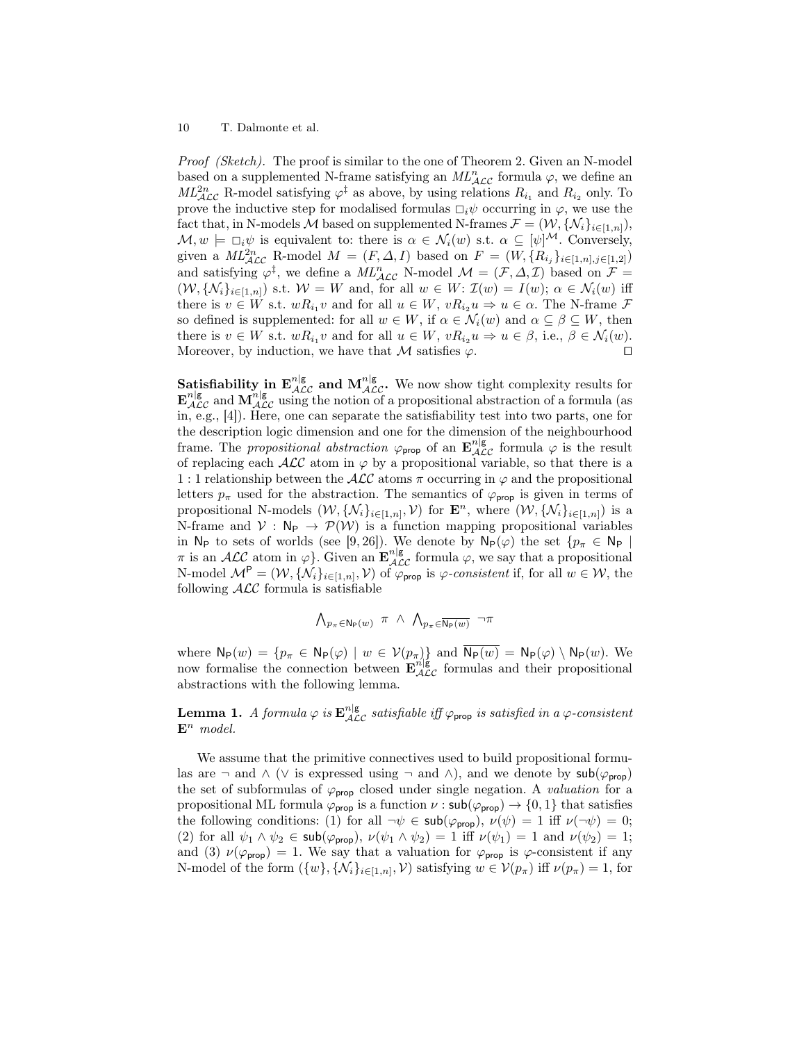*Proof (Sketch).* The proof is similar to the one of Theorem 2. Given an N-model based on a supplemented N-frame satisfying an $ML^n_{\mathcal{ALC}}$ formula $\varphi$, we define an $ML^{2n}_{\mathcal{ALC}}$ R-model satisfying $\varphi^\ddagger$ as above, by using relations $R_{i_1}$ and $R_{i_2}$ only. To prove the inductive step for modalised formulas $\Box_i\psi$ occurring in $\varphi$, we use the fact that, in N-models $\mathcal{M}$ based on supplemented N-frames $\mathcal{F} = (\mathcal{W}, \{\mathcal{N}_i\}_{i\in[1,n]})$, $\mathcal{M}, w \models \Box_i\psi$ is equivalent to: there is $\alpha \in \mathcal{N}_i(w)$ s.t. $\alpha \subseteq [\psi]^{\mathcal{M}}$. Conversely, given a $ML^{2n}_{\mathcal{ALC}}$ R-model $M = (F, \Delta, I)$ based on $F = (W, \{R_{i_j}\}_{i\in[1,n],j\in[1,2]})$ and satisfying $\varphi^\ddagger$, we define a $ML^n_{\mathcal{ALC}}$ N-model $\mathcal{M} = (\mathcal{F}, \Delta, \mathcal{I})$ based on $\mathcal{F} = (\mathcal{W}, \{\mathcal{N}_i\}_{i\in[1,n]})$ s.t. $\mathcal{W} = W$ and, for all $w \in W$: $\mathcal{I}(w) = I(w)$; $\alpha \in \mathcal{N}_i(w)$ iff there is $v \in W$ s.t. $wR_{i_1}v$ and for all $u \in W$, $vR_{i_2}u \Rightarrow u \in \alpha$. The N-frame $\mathcal{F}$ so defined is supplemented: for all $w \in W$, if $\alpha \in \mathcal{N}_i(w)$ and $\alpha \subseteq \beta \subseteq W$, then there is $v \in W$ s.t. $wR_{i_1}v$ and for all $u \in W$, $vR_{i_2}u \Rightarrow u \in \beta$, i.e., $\beta \in \mathcal{N}_i(w)$. Moreover, by induction, we have that $\mathcal{M}$ satisfies $\varphi$. $\square$

**Satisfiability in $\mathbf{E}^{n|\mathsf{g}}_{\mathcal{ALC}}$ and $\mathbf{M}^{n|\mathsf{g}}_{\mathcal{ALC}}$.** We now show tight complexity results for $\mathbf{E}^{n|\mathsf{g}}_{\mathcal{ALC}}$ and $\mathbf{M}^{n|\mathsf{g}}_{\mathcal{ALC}}$ using the notion of a propositional abstraction of a formula (as in, e.g., [4]). Here, one can separate the satisfiability test into two parts, one for the description logic dimension and one for the dimension of the neighbourhood frame. The *propositional abstraction* $\varphi_{\mathsf{prop}}$ of an $\mathbf{E}^{n|\mathsf{g}}_{\mathcal{ALC}}$ formula $\varphi$ is the result of replacing each $\mathcal{ALC}$ atom in $\varphi$ by a propositional variable, so that there is a $1:1$ relationship between the $\mathcal{ALC}$ atoms $\pi$ occurring in $\varphi$ and the propositional letters $p_\pi$ used for the abstraction. The semantics of $\varphi_{\mathsf{prop}}$ is given in terms of propositional N-models $(\mathcal{W}, \{\mathcal{N}_i\}_{i\in[1,n]}, \mathcal{V})$ for $\mathbf{E}^n$, where $(\mathcal{W}, \{\mathcal{N}_i\}_{i\in[1,n]})$ is a N-frame and $\mathcal{V} : \mathsf{N_P} \to \mathcal{P}(\mathcal{W})$ is a function mapping propositional variables in $\mathsf{N_P}$ to sets of worlds (see [9, 26]). We denote by $\mathsf{N_P}(\varphi)$ the set $\{p_\pi \in \mathsf{N_P} \mid \pi \text{ is an } \mathcal{ALC} \text{ atom in } \varphi\}$. Given an $\mathbf{E}^{n|\mathsf{g}}_{\mathcal{ALC}}$ formula $\varphi$, we say that a propositional N-model $\mathcal{M}^{\mathsf{P}} = (\mathcal{W}, \{\mathcal{N}_i\}_{i\in[1,n]}, \mathcal{V})$ of $\varphi_{\mathsf{prop}}$ is $\varphi$-*consistent* if, for all $w \in \mathcal{W}$, the following $\mathcal{ALC}$ formula is satisfiable

$$\bigwedge\nolimits_{p_\pi \in \mathsf{N_P}(w)} \pi \;\wedge\; \bigwedge\nolimits_{p_\pi \in \overline{\mathsf{N_P}(w)}} \neg\pi$$

where $\mathsf{N_P}(w) = \{p_\pi \in \mathsf{N_P}(\varphi) \mid w \in \mathcal{V}(p_\pi)\}$ and $\overline{\mathsf{N_P}(w)} = \mathsf{N_P}(\varphi) \setminus \mathsf{N_P}(w)$. We now formalise the connection between $\mathbf{E}^{n|\mathsf{g}}_{\mathcal{ALC}}$ formulas and their propositional abstractions with the following lemma.

**Lemma 1.** *A formula $\varphi$ is $\mathbf{E}^{n|\mathsf{g}}_{\mathcal{ALC}}$ satisfiable iff $\varphi_{\mathsf{prop}}$ is satisfied in a $\varphi$-consistent $\mathbf{E}^n$ model.*

We assume that the primitive connectives used to build propositional formulas are $\neg$ and $\wedge$ ($\vee$ is expressed using $\neg$ and $\wedge$), and we denote by $\mathsf{sub}(\varphi_{\mathsf{prop}})$ the set of subformulas of $\varphi_{\mathsf{prop}}$ closed under single negation. A *valuation* for a propositional ML formula $\varphi_{\mathsf{prop}}$ is a function $\nu : \mathsf{sub}(\varphi_{\mathsf{prop}}) \to \{0, 1\}$ that satisfies the following conditions: (1) for all $\neg\psi \in \mathsf{sub}(\varphi_{\mathsf{prop}})$, $\nu(\psi) = 1$ iff $\nu(\neg\psi) = 0$; (2) for all $\psi_1 \wedge \psi_2 \in \mathsf{sub}(\varphi_{\mathsf{prop}})$, $\nu(\psi_1 \wedge \psi_2) = 1$ iff $\nu(\psi_1) = 1$ and $\nu(\psi_2) = 1$; and (3) $\nu(\varphi_{\mathsf{prop}}) = 1$. We say that a valuation for $\varphi_{\mathsf{prop}}$ is $\varphi$-consistent if any N-model of the form $(\{w\}, \{\mathcal{N}_i\}_{i\in[1,n]}, \mathcal{V})$ satisfying $w \in \mathcal{V}(p_\pi)$ iff $\nu(p_\pi) = 1$, for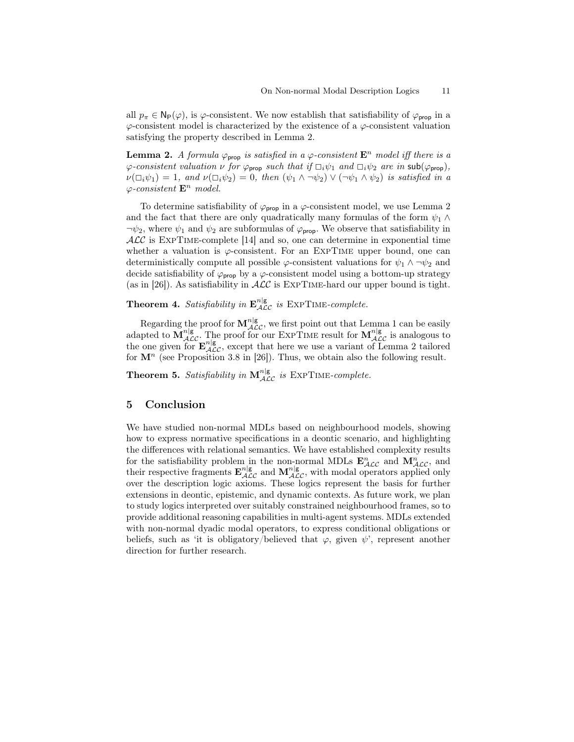all $p_\pi \in \mathsf{N_P}(\varphi)$, is $\varphi$-consistent. We now establish that satisfiability of $\varphi_{\mathsf{prop}}$ in a $\varphi$-consistent model is characterized by the existence of a $\varphi$-consistent valuation satisfying the property described in Lemma 2.

**Lemma 2.** *A formula $\varphi_{\mathsf{prop}}$ is satisfied in a $\varphi$-consistent $\mathbf{E}^n$ model iff there is a $\varphi$-consistent valuation $\nu$ for $\varphi_{\mathsf{prop}}$ such that if $\Box_i\psi_1$ and $\Box_i\psi_2$ are in $\mathsf{sub}(\varphi_{\mathsf{prop}})$, $\nu(\Box_i\psi_1) = 1$, and $\nu(\Box_i\psi_2) = 0$, then $(\psi_1 \wedge \neg\psi_2) \vee (\neg\psi_1 \wedge \psi_2)$ is satisfied in a $\varphi$-consistent $\mathbf{E}^n$ model.*

To determine satisfiability of $\varphi_{\mathsf{prop}}$ in a $\varphi$-consistent model, we use Lemma 2 and the fact that there are only quadratically many formulas of the form $\psi_1 \wedge \neg\psi_2$, where $\psi_1$ and $\psi_2$ are subformulas of $\varphi_{\mathsf{prop}}$. We observe that satisfiability in $\mathcal{ALC}$ is ExpTime-complete [14] and so, one can determine in exponential time whether a valuation is $\varphi$-consistent. For an ExpTime upper bound, one can deterministically compute all possible $\varphi$-consistent valuations for $\psi_1 \wedge \neg\psi_2$ and decide satisfiability of $\varphi_{\mathsf{prop}}$ by a $\varphi$-consistent model using a bottom-up strategy (as in [26]). As satisfiability in $\mathcal{ALC}$ is ExpTime-hard our upper bound is tight.

**Theorem 4.** *Satisfiability in $\mathbf{E}^{n|\mathsf{g}}_{\mathcal{ALC}}$ is* ExpTime*-complete.*

Regarding the proof for $\mathbf{M}^{n|\mathsf{g}}_{\mathcal{ALC}}$, we first point out that Lemma 1 can be easily adapted to $\mathbf{M}^{n|\mathsf{g}}_{\mathcal{ALC}}$. The proof for our ExpTime result for $\mathbf{M}^{n|\mathsf{g}}_{\mathcal{ALC}}$ is analogous to the one given for $\mathbf{E}^{n|\mathsf{g}}_{\mathcal{ALC}}$, except that here we use a variant of Lemma 2 tailored for $\mathbf{M}^n$ (see Proposition 3.8 in [26]). Thus, we obtain also the following result.

**Theorem 5.** *Satisfiability in $\mathbf{M}^{n|\mathsf{g}}_{\mathcal{ALC}}$ is* ExpTime*-complete.*

## 5 Conclusion

We have studied non-normal MDLs based on neighbourhood models, showing how to express normative specifications in a deontic scenario, and highlighting the differences with relational semantics. We have established complexity results for the satisfiability problem in the non-normal MDLs $\mathbf{E}^n_{\mathcal{ALC}}$ and $\mathbf{M}^n_{\mathcal{ALC}}$, and their respective fragments $\mathbf{E}^{n|\mathsf{g}}_{\mathcal{ALC}}$ and $\mathbf{M}^{n|\mathsf{g}}_{\mathcal{ALC}}$, with modal operators applied only over the description logic axioms. These logics represent the basis for further extensions in deontic, epistemic, and dynamic contexts. As future work, we plan to study logics interpreted over suitably constrained neighbourhood frames, so to provide additional reasoning capabilities in multi-agent systems. MDLs extended with non-normal dyadic modal operators, to express conditional obligations or beliefs, such as 'it is obligatory/believed that $\varphi$, given $\psi$', represent another direction for further research.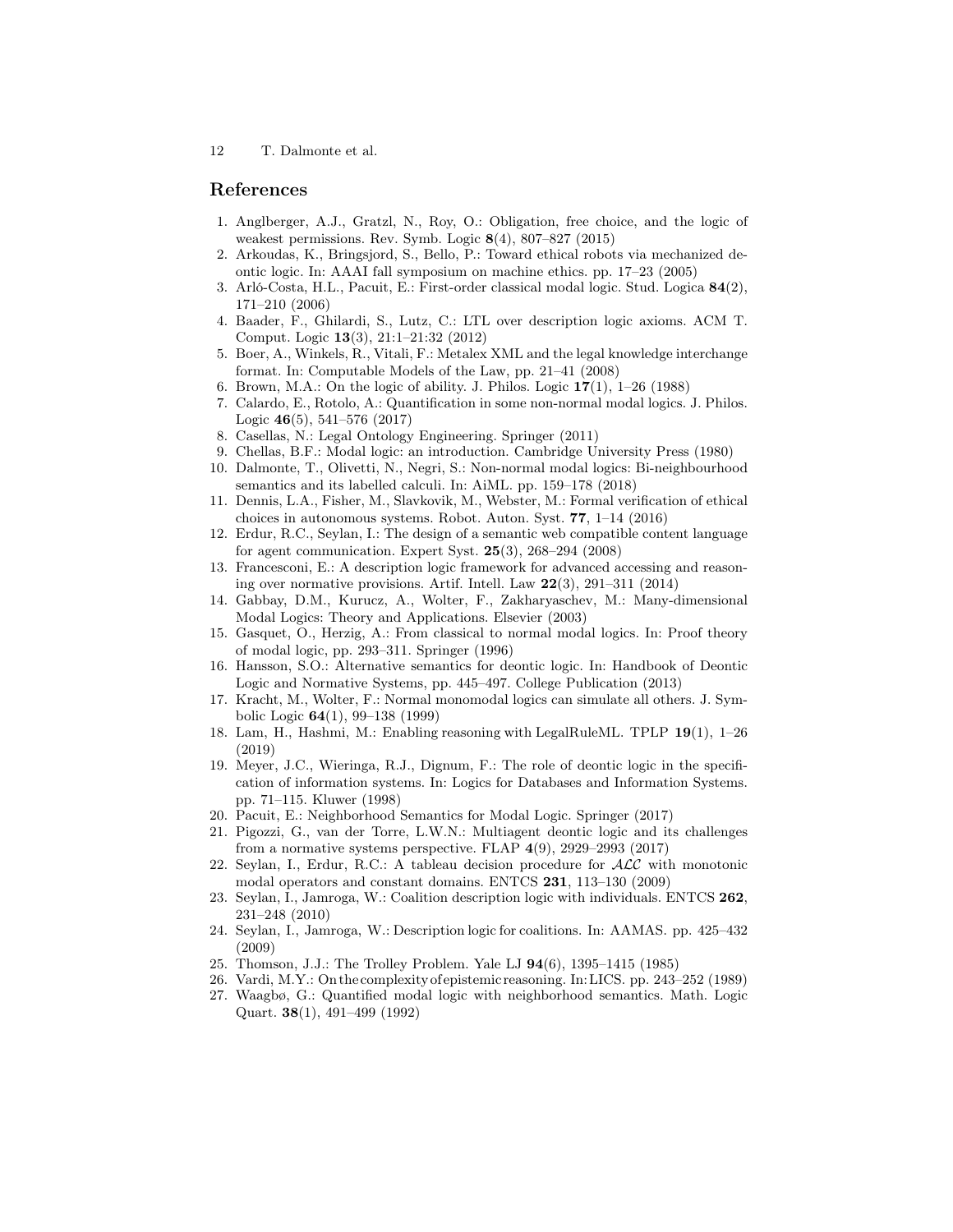## References

1. Anglberger, A.J., Gratzl, N., Roy, O.: Obligation, free choice, and the logic of weakest permissions. Rev. Symb. Logic **8**(4), 807–827 (2015)
2. Arkoudas, K., Bringsjord, S., Bello, P.: Toward ethical robots via mechanized deontic logic. In: AAAI fall symposium on machine ethics. pp. 17–23 (2005)
3. Arló-Costa, H.L., Pacuit, E.: First-order classical modal logic. Stud. Logica **84**(2), 171–210 (2006)
4. Baader, F., Ghilardi, S., Lutz, C.: LTL over description logic axioms. ACM T. Comput. Logic **13**(3), 21:1–21:32 (2012)
5. Boer, A., Winkels, R., Vitali, F.: Metalex XML and the legal knowledge interchange format. In: Computable Models of the Law, pp. 21–41 (2008)
6. Brown, M.A.: On the logic of ability. J. Philos. Logic **17**(1), 1–26 (1988)
7. Calardo, E., Rotolo, A.: Quantification in some non-normal modal logics. J. Philos. Logic **46**(5), 541–576 (2017)
8. Casellas, N.: Legal Ontology Engineering. Springer (2011)
9. Chellas, B.F.: Modal logic: an introduction. Cambridge University Press (1980)
10. Dalmonte, T., Olivetti, N., Negri, S.: Non-normal modal logics: Bi-neighbourhood semantics and its labelled calculi. In: AiML. pp. 159–178 (2018)
11. Dennis, L.A., Fisher, M., Slavkovik, M., Webster, M.: Formal verification of ethical choices in autonomous systems. Robot. Auton. Syst. **77**, 1–14 (2016)
12. Erdur, R.C., Seylan, I.: The design of a semantic web compatible content language for agent communication. Expert Syst. **25**(3), 268–294 (2008)
13. Francesconi, E.: A description logic framework for advanced accessing and reasoning over normative provisions. Artif. Intell. Law **22**(3), 291–311 (2014)
14. Gabbay, D.M., Kurucz, A., Wolter, F., Zakharyaschev, M.: Many-dimensional Modal Logics: Theory and Applications. Elsevier (2003)
15. Gasquet, O., Herzig, A.: From classical to normal modal logics. In: Proof theory of modal logic, pp. 293–311. Springer (1996)
16. Hansson, S.O.: Alternative semantics for deontic logic. In: Handbook of Deontic Logic and Normative Systems, pp. 445–497. College Publication (2013)
17. Kracht, M., Wolter, F.: Normal monomodal logics can simulate all others. J. Symbolic Logic **64**(1), 99–138 (1999)
18. Lam, H., Hashmi, M.: Enabling reasoning with LegalRuleML. TPLP **19**(1), 1–26 (2019)
19. Meyer, J.C., Wieringa, R.J., Dignum, F.: The role of deontic logic in the specification of information systems. In: Logics for Databases and Information Systems. pp. 71–115. Kluwer (1998)
20. Pacuit, E.: Neighborhood Semantics for Modal Logic. Springer (2017)
21. Pigozzi, G., van der Torre, L.W.N.: Multiagent deontic logic and its challenges from a normative systems perspective. FLAP **4**(9), 2929–2993 (2017)
22. Seylan, I., Erdur, R.C.: A tableau decision procedure for $\mathcal{ALC}$ with monotonic modal operators and constant domains. ENTCS **231**, 113–130 (2009)
23. Seylan, I., Jamroga, W.: Coalition description logic with individuals. ENTCS **262**, 231–248 (2010)
24. Seylan, I., Jamroga, W.: Description logic for coalitions. In: AAMAS. pp. 425–432 (2009)
25. Thomson, J.J.: The Trolley Problem. Yale LJ **94**(6), 1395–1415 (1985)
26. Vardi, M.Y.: On the complexity of epistemic reasoning. In: LICS. pp. 243–252 (1989)
27. Waagbø, G.: Quantified modal logic with neighborhood semantics. Math. Logic Quart. **38**(1), 491–499 (1992)